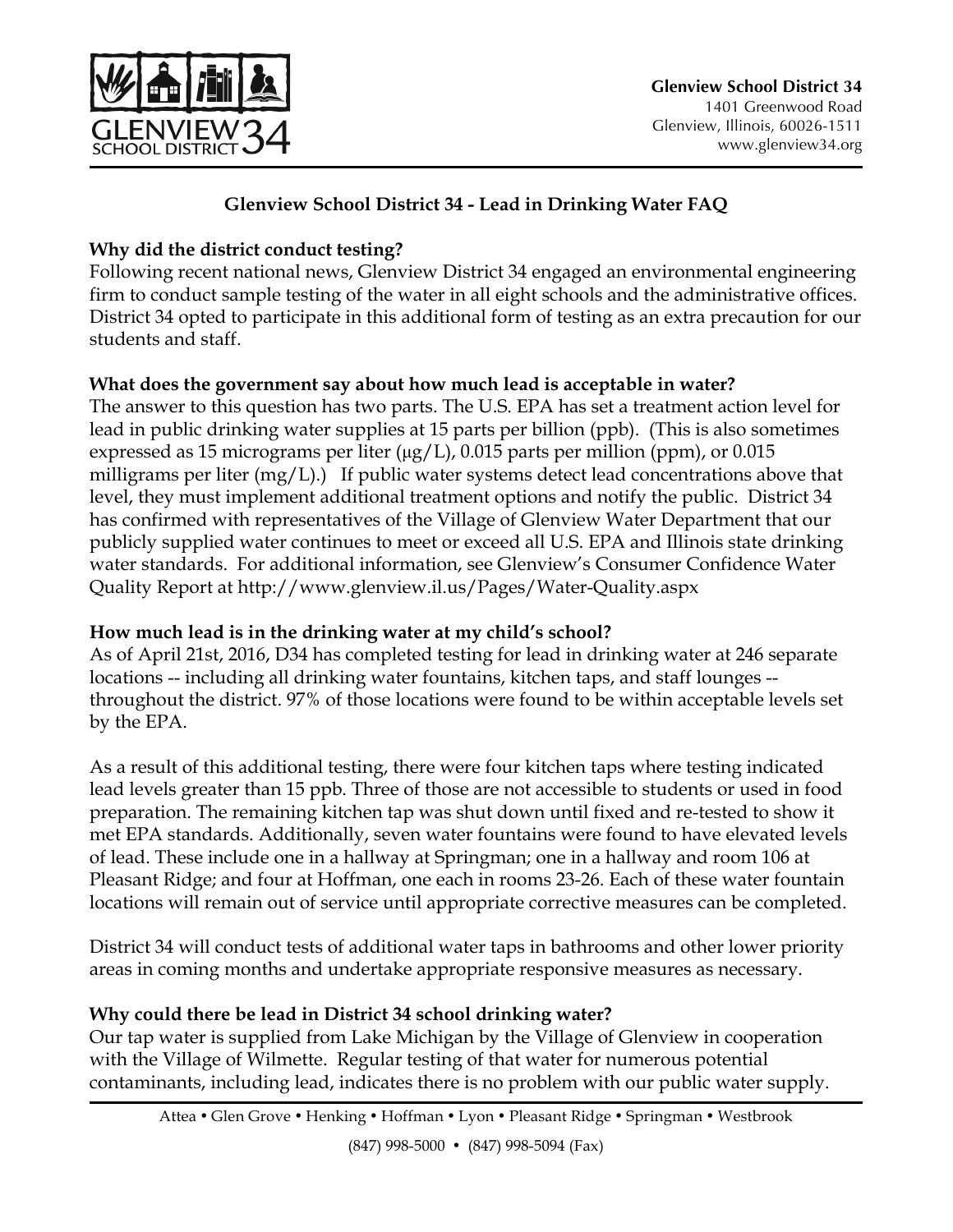Glenview School District 34
1401 Greenwood Road
Glenview, Illinois, 60026-1511
www.glenview34.org

# Glenview School District 34 - Lead in Drinking Water FAQ

**Why did the district conduct testing?**

Following recent national news, Glenview District 34 engaged an environmental engineering firm to conduct sample testing of the water in all eight schools and the administrative offices. District 34 opted to participate in this additional form of testing as an extra precaution for our students and staff.

**What does the government say about how much lead is acceptable in water?**

The answer to this question has two parts. The U.S. EPA has set a treatment action level for lead in public drinking water supplies at 15 parts per billion (ppb). (This is also sometimes expressed as 15 micrograms per liter (μg/L), 0.015 parts per million (ppm), or 0.015 milligrams per liter (mg/L).) If public water systems detect lead concentrations above that level, they must implement additional treatment options and notify the public. District 34 has confirmed with representatives of the Village of Glenview Water Department that our publicly supplied water continues to meet or exceed all U.S. EPA and Illinois state drinking water standards. For additional information, see Glenview's Consumer Confidence Water Quality Report at http://www.glenview.il.us/Pages/Water-Quality.aspx

**How much lead is in the drinking water at my child's school?**

As of April 21st, 2016, D34 has completed testing for lead in drinking water at 246 separate locations -- including all drinking water fountains, kitchen taps, and staff lounges -- throughout the district. 97% of those locations were found to be within acceptable levels set by the EPA.

As a result of this additional testing, there were four kitchen taps where testing indicated lead levels greater than 15 ppb. Three of those are not accessible to students or used in food preparation. The remaining kitchen tap was shut down until fixed and re-tested to show it met EPA standards. Additionally, seven water fountains were found to have elevated levels of lead. These include one in a hallway at Springman; one in a hallway and room 106 at Pleasant Ridge; and four at Hoffman, one each in rooms 23-26. Each of these water fountain locations will remain out of service until appropriate corrective measures can be completed.

District 34 will conduct tests of additional water taps in bathrooms and other lower priority areas in coming months and undertake appropriate responsive measures as necessary.

**Why could there be lead in District 34 school drinking water?**

Our tap water is supplied from Lake Michigan by the Village of Glenview in cooperation with the Village of Wilmette. Regular testing of that water for numerous potential contaminants, including lead, indicates there is no problem with our public water supply.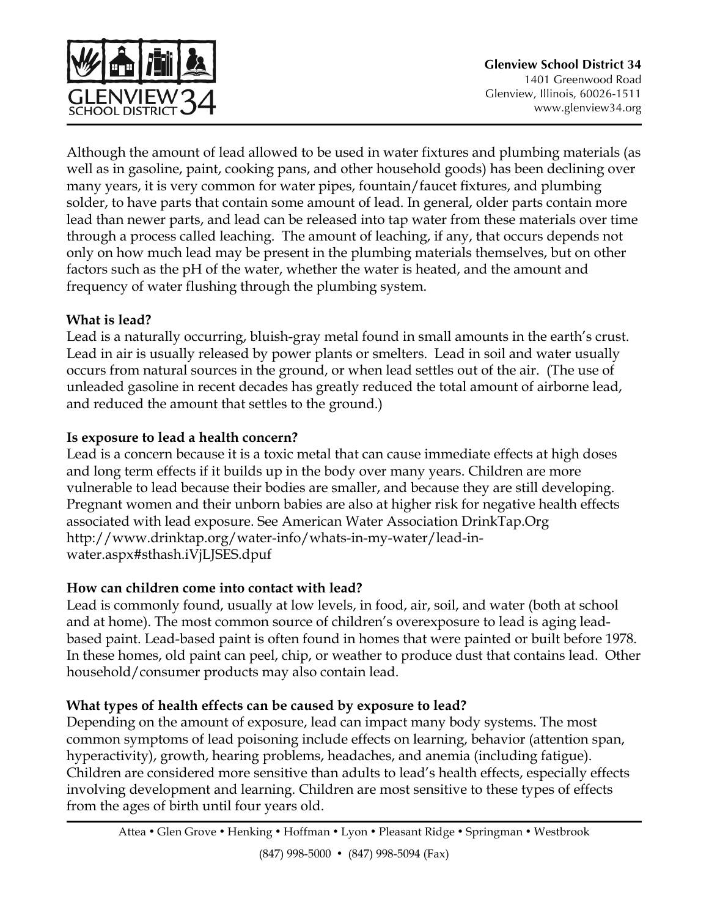Although the amount of lead allowed to be used in water fixtures and plumbing materials (as well as in gasoline, paint, cooking pans, and other household goods) has been declining over many years, it is very common for water pipes, fountain/faucet fixtures, and plumbing solder, to have parts that contain some amount of lead. In general, older parts contain more lead than newer parts, and lead can be released into tap water from these materials over time through a process called leaching. The amount of leaching, if any, that occurs depends not only on how much lead may be present in the plumbing materials themselves, but on other factors such as the pH of the water, whether the water is heated, and the amount and frequency of water flushing through the plumbing system.

**What is lead?**

Lead is a naturally occurring, bluish-gray metal found in small amounts in the earth's crust. Lead in air is usually released by power plants or smelters. Lead in soil and water usually occurs from natural sources in the ground, or when lead settles out of the air. (The use of unleaded gasoline in recent decades has greatly reduced the total amount of airborne lead, and reduced the amount that settles to the ground.)

**Is exposure to lead a health concern?**

Lead is a concern because it is a toxic metal that can cause immediate effects at high doses and long term effects if it builds up in the body over many years. Children are more vulnerable to lead because their bodies are smaller, and because they are still developing. Pregnant women and their unborn babies are also at higher risk for negative health effects associated with lead exposure. See American Water Association DrinkTap.Org http://www.drinktap.org/water-info/whats-in-my-water/lead-in-water.aspx#sthash.iVjLJSES.dpuf

**How can children come into contact with lead?**

Lead is commonly found, usually at low levels, in food, air, soil, and water (both at school and at home). The most common source of children's overexposure to lead is aging lead-based paint. Lead-based paint is often found in homes that were painted or built before 1978. In these homes, old paint can peel, chip, or weather to produce dust that contains lead. Other household/consumer products may also contain lead.

**What types of health effects can be caused by exposure to lead?**

Depending on the amount of exposure, lead can impact many body systems. The most common symptoms of lead poisoning include effects on learning, behavior (attention span, hyperactivity), growth, hearing problems, headaches, and anemia (including fatigue). Children are considered more sensitive than adults to lead's health effects, especially effects involving development and learning. Children are most sensitive to these types of effects from the ages of birth until four years old.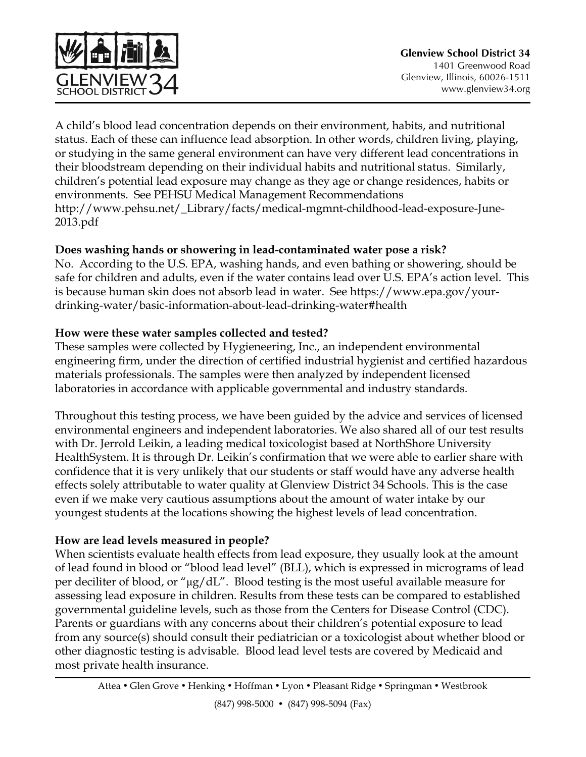A child's blood lead concentration depends on their environment, habits, and nutritional status. Each of these can influence lead absorption. In other words, children living, playing, or studying in the same general environment can have very different lead concentrations in their bloodstream depending on their individual habits and nutritional status. Similarly, children's potential lead exposure may change as they age or change residences, habits or environments. See PEHSU Medical Management Recommendations http://www.pehsu.net/_Library/facts/medical-mgmnt-childhood-lead-exposure-June-2013.pdf

**Does washing hands or showering in lead-contaminated water pose a risk?**

No. According to the U.S. EPA, washing hands, and even bathing or showering, should be safe for children and adults, even if the water contains lead over U.S. EPA's action level. This is because human skin does not absorb lead in water. See https://www.epa.gov/your-drinking-water/basic-information-about-lead-drinking-water#health

**How were these water samples collected and tested?**

These samples were collected by Hygieneering, Inc., an independent environmental engineering firm, under the direction of certified industrial hygienist and certified hazardous materials professionals. The samples were then analyzed by independent licensed laboratories in accordance with applicable governmental and industry standards.

Throughout this testing process, we have been guided by the advice and services of licensed environmental engineers and independent laboratories. We also shared all of our test results with Dr. Jerrold Leikin, a leading medical toxicologist based at NorthShore University HealthSystem. It is through Dr. Leikin's confirmation that we were able to earlier share with confidence that it is very unlikely that our students or staff would have any adverse health effects solely attributable to water quality at Glenview District 34 Schools. This is the case even if we make very cautious assumptions about the amount of water intake by our youngest students at the locations showing the highest levels of lead concentration.

**How are lead levels measured in people?**

When scientists evaluate health effects from lead exposure, they usually look at the amount of lead found in blood or "blood lead level" (BLL), which is expressed in micrograms of lead per deciliter of blood, or "μg/dL". Blood testing is the most useful available measure for assessing lead exposure in children. Results from these tests can be compared to established governmental guideline levels, such as those from the Centers for Disease Control (CDC). Parents or guardians with any concerns about their children's potential exposure to lead from any source(s) should consult their pediatrician or a toxicologist about whether blood or other diagnostic testing is advisable. Blood lead level tests are covered by Medicaid and most private health insurance.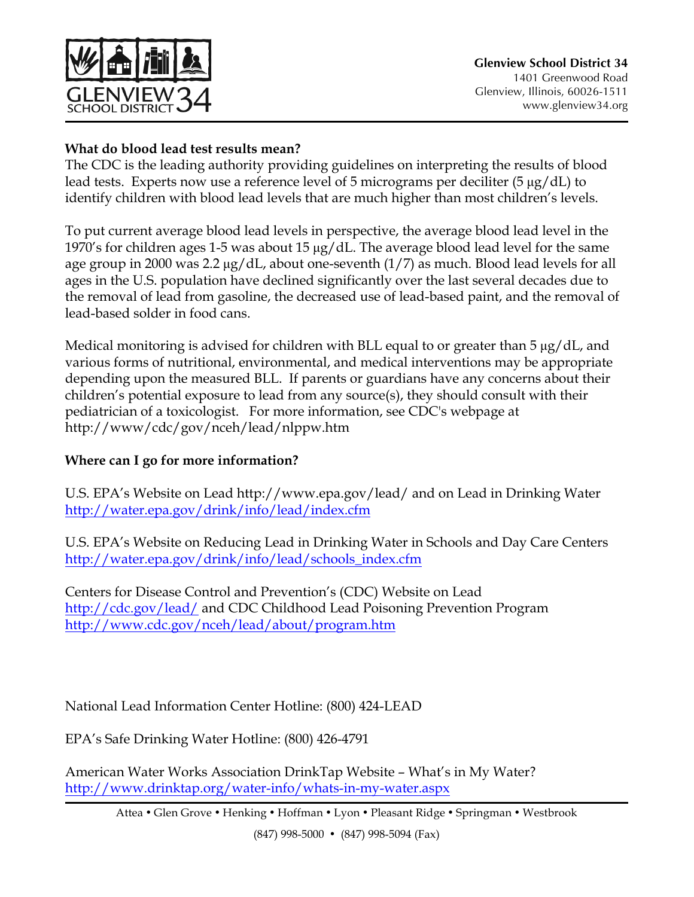**What do blood lead test results mean?**

The CDC is the leading authority providing guidelines on interpreting the results of blood lead tests. Experts now use a reference level of 5 micrograms per deciliter (5 µg/dL) to identify children with blood lead levels that are much higher than most children's levels.

To put current average blood lead levels in perspective, the average blood lead level in the 1970's for children ages 1-5 was about 15 µg/dL. The average blood lead level for the same age group in 2000 was 2.2 µg/dL, about one-seventh (1/7) as much. Blood lead levels for all ages in the U.S. population have declined significantly over the last several decades due to the removal of lead from gasoline, the decreased use of lead-based paint, and the removal of lead-based solder in food cans.

Medical monitoring is advised for children with BLL equal to or greater than 5 µg/dL, and various forms of nutritional, environmental, and medical interventions may be appropriate depending upon the measured BLL. If parents or guardians have any concerns about their children's potential exposure to lead from any source(s), they should consult with their pediatrician of a toxicologist. For more information, see CDC's webpage at http://www/cdc/gov/nceh/lead/nlppw.htm

**Where can I go for more information?**

U.S. EPA's Website on Lead http://www.epa.gov/lead/ and on Lead in Drinking Water http://water.epa.gov/drink/info/lead/index.cfm

U.S. EPA's Website on Reducing Lead in Drinking Water in Schools and Day Care Centers http://water.epa.gov/drink/info/lead/schools_index.cfm

Centers for Disease Control and Prevention's (CDC) Website on Lead http://cdc.gov/lead/ and CDC Childhood Lead Poisoning Prevention Program http://www.cdc.gov/nceh/lead/about/program.htm

National Lead Information Center Hotline: (800) 424-LEAD

EPA's Safe Drinking Water Hotline: (800) 426-4791

American Water Works Association DrinkTap Website – What's in My Water? http://www.drinktap.org/water-info/whats-in-my-water.aspx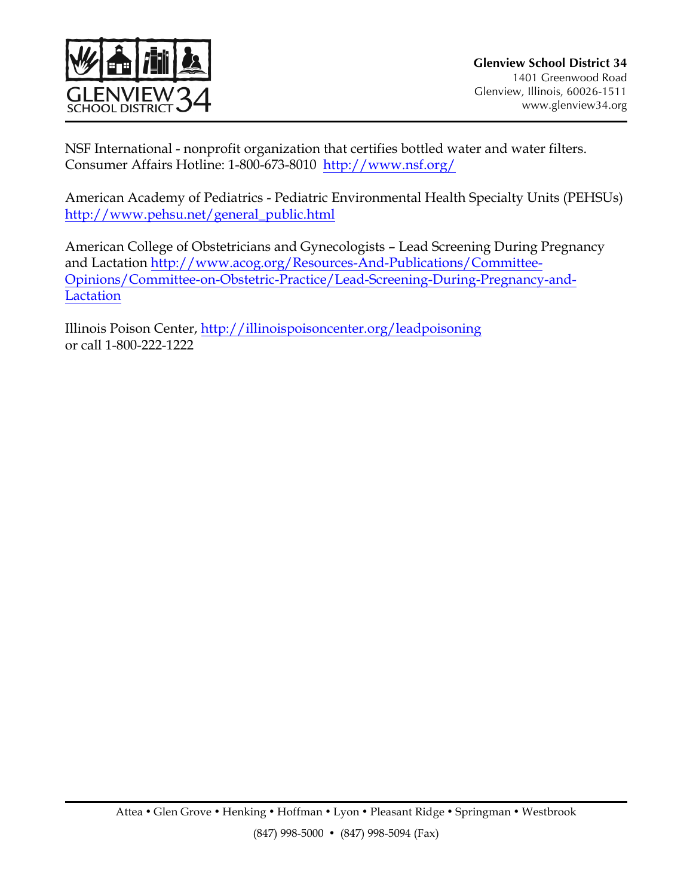NSF International - nonprofit organization that certifies bottled water and water filters. Consumer Affairs Hotline: 1-800-673-8010 http://www.nsf.org/

American Academy of Pediatrics - Pediatric Environmental Health Specialty Units (PEHSUs) http://www.pehsu.net/general_public.html

American College of Obstetricians and Gynecologists – Lead Screening During Pregnancy and Lactation http://www.acog.org/Resources-And-Publications/Committee-Opinions/Committee-on-Obstetric-Practice/Lead-Screening-During-Pregnancy-and-Lactation

Illinois Poison Center, http://illinoispoisoncenter.org/leadpoisoning or call 1-800-222-1222